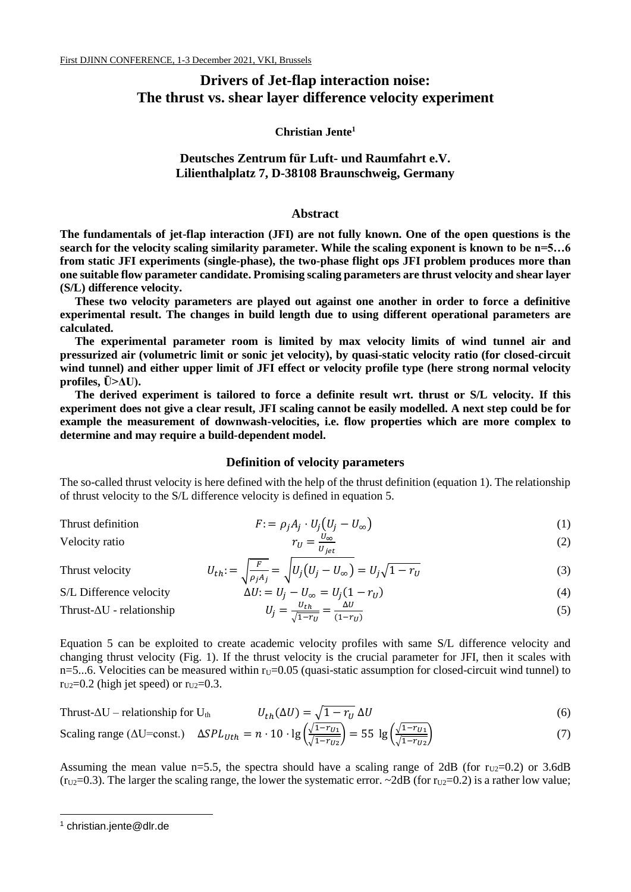# Drivers of Jet-flap interaction noise: The thrust vs. shear layer difference velocity experiment

**Christian Jente[1]**

**Deutsches Zentrum für Luft- und Raumfahrt e.V.**
**Lilienthalplatz 7, D-38108 Braunschweig, Germany**

## Abstract

**The fundamentals of jet-flap interaction (JFI) are not fully known. One of the open questions is the search for the velocity scaling similarity parameter. While the scaling exponent is known to be n=5…6 from static JFI experiments (single-phase), the two-phase flight ops JFI problem produces more than one suitable flow parameter candidate. Promising scaling parameters are thrust velocity and shear layer (S/L) difference velocity.**

**These two velocity parameters are played out against one another in order to force a definitive experimental result. The changes in build length due to using different operational parameters are calculated.**

**The experimental parameter room is limited by max velocity limits of wind tunnel air and pressurized air (volumetric limit or sonic jet velocity), by quasi-static velocity ratio (for closed-circuit wind tunnel) and either upper limit of JFI effect or velocity profile type (here strong normal velocity profiles, $\bar{U}>\Delta U$).**

**The derived experiment is tailored to force a definite result wrt. thrust or S/L velocity. If this experiment does not give a clear result, JFI scaling cannot be easily modelled. A next step could be for example the measurement of downwash-velocities, i.e. flow properties which are more complex to determine and may require a build-dependent model.**

## Definition of velocity parameters

The so-called thrust velocity is here defined with the help of the thrust definition (equation 1). The relationship of thrust velocity to the S/L difference velocity is defined in equation 5.

Thrust definition
$$F := \rho_j A_j \cdot U_j\left(U_j - U_\infty\right) \tag{1}$$

Velocity ratio
$$r_U = \frac{U_\infty}{U_{jet}} \tag{2}$$

Thrust velocity
$$U_{th} := \sqrt{\frac{F}{\rho_j A_j}} = \sqrt{U_j\left(U_j - U_\infty\right)} = U_j\sqrt{1-r_U} \tag{3}$$

S/L Difference velocity
$$\Delta U := U_j - U_\infty = U_j(1-r_U) \tag{4}$$

Thrust-ΔU - relationship
$$U_j = \frac{U_{th}}{\sqrt{1-r_U}} = \frac{\Delta U}{(1-r_U)} \tag{5}$$

Equation 5 can be exploited to create academic velocity profiles with same S/L difference velocity and changing thrust velocity (Fig. 1). If the thrust velocity is the crucial parameter for JFI, then it scales with n=5...6. Velocities can be measured within $r_U$=0.05 (quasi-static assumption for closed-circuit wind tunnel) to $r_{U2}$=0.2 (high jet speed) or $r_{U2}$=0.3.

Thrust-ΔU – relationship for $U_{th}$
$$U_{th}(\Delta U) = \sqrt{1-r_U}\,\Delta U \tag{6}$$

Scaling range (ΔU=const.)
$$\Delta SPL_{Uth} = n \cdot 10 \cdot \lg\left(\frac{\sqrt{1-r_{U1}}}{\sqrt{1-r_{U2}}}\right) = 55\ \lg\left(\frac{\sqrt{1-r_{U1}}}{\sqrt{1-r_{U2}}}\right) \tag{7}$$

Assuming the mean value n=5.5, the spectra should have a scaling range of 2dB (for $r_{U2}$=0.2) or 3.6dB ($r_{U2}$=0.3). The larger the scaling range, the lower the systematic error. ~2dB (for $r_{U2}$=0.2) is a rather low value;

[1] christian.jente@dlr.de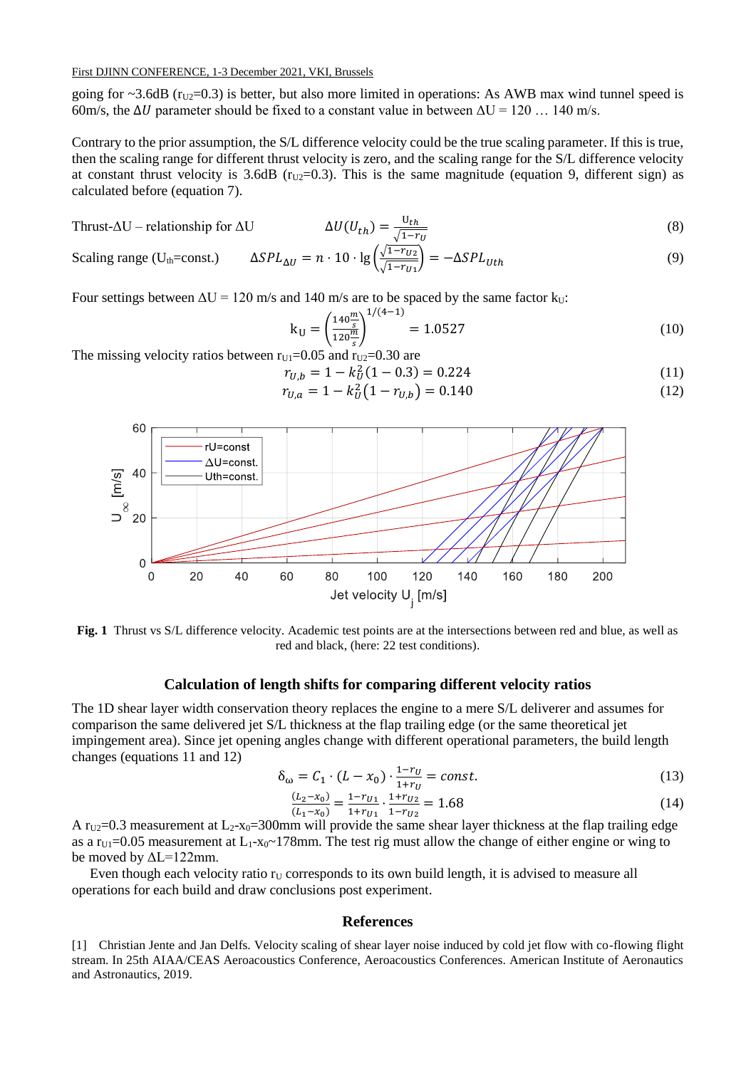going for ~3.6dB ($r_{U2}$=0.3) is better, but also more limited in operations: As AWB max wind tunnel speed is 60m/s, the $\Delta U$ parameter should be fixed to a constant value in between ΔU = 120 … 140 m/s.

Contrary to the prior assumption, the S/L difference velocity could be the true scaling parameter. If this is true, then the scaling range for different thrust velocity is zero, and the scaling range for the S/L difference velocity at constant thrust velocity is 3.6dB ($r_{U2}$=0.3). This is the same magnitude (equation 9, different sign) as calculated before (equation 7).

Thrust-ΔU – relationship for ΔU
$$\Delta U(U_{th}) = \frac{U_{th}}{\sqrt{1-r_U}} \tag{8}$$

Scaling range ($U_{th}$=const.)
$$\Delta SPL_{\Delta U} = n \cdot 10 \cdot \lg\left(\frac{\sqrt{1-r_{U2}}}{\sqrt{1-r_{U1}}}\right) = -\Delta SPL_{Uth} \tag{9}$$

Four settings between ΔU = 120 m/s and 140 m/s are to be spaced by the same factor $k_U$:

$$k_U = \left(\frac{140\frac{m}{s}}{120\frac{m}{s}}\right)^{1/(4-1)} = 1.0527 \tag{10}$$

The missing velocity ratios between $r_{U1}$=0.05 and $r_{U2}$=0.30 are

$$r_{U,b} = 1 - k_U^2(1 - 0.3) = 0.224 \tag{11}$$

$$r_{U,a} = 1 - k_U^2(1 - r_{U,b}) = 0.140 \tag{12}$$

60
40
20
0
U∞ [m/s]
0 20 40 60 80 100 120 140 160 180 200
Jet velocity Uj [m/s]
rU=const
ΔU=const.
Uth=const.

**Fig. 1** Thrust vs S/L difference velocity. Academic test points are at the intersections between red and blue, as well as red and black, (here: 22 test conditions).

## Calculation of length shifts for comparing different velocity ratios

The 1D shear layer width conservation theory replaces the engine to a mere S/L deliverer and assumes for comparison the same delivered jet S/L thickness at the flap trailing edge (or the same theoretical jet impingement area). Since jet opening angles change with different operational parameters, the build length changes (equations 11 and 12)

$$\delta_\omega = C_1 \cdot (L - x_0) \cdot \frac{1-r_U}{1+r_U} = const. \tag{13}$$

$$\frac{(L_2-x_0)}{(L_1-x_0)} = \frac{1-r_{U1}}{1+r_{U1}} \cdot \frac{1+r_{U2}}{1-r_{U2}} = 1.68 \tag{14}$$

A $r_{U2}$=0.3 measurement at $L_2$-$x_0$=300mm will provide the same shear layer thickness at the flap trailing edge as a $r_{U1}$=0.05 measurement at $L_1$-$x_0$~178mm. The test rig must allow the change of either engine or wing to be moved by ΔL=122mm.

Even though each velocity ratio $r_U$ corresponds to its own build length, it is advised to measure all operations for each build and draw conclusions post experiment.

## References

[1] Christian Jente and Jan Delfs. Velocity scaling of shear layer noise induced by cold jet flow with co-flowing flight stream. In 25th AIAA/CEAS Aeroacoustics Conference, Aeroacoustics Conferences. American Institute of Aeronautics and Astronautics, 2019.